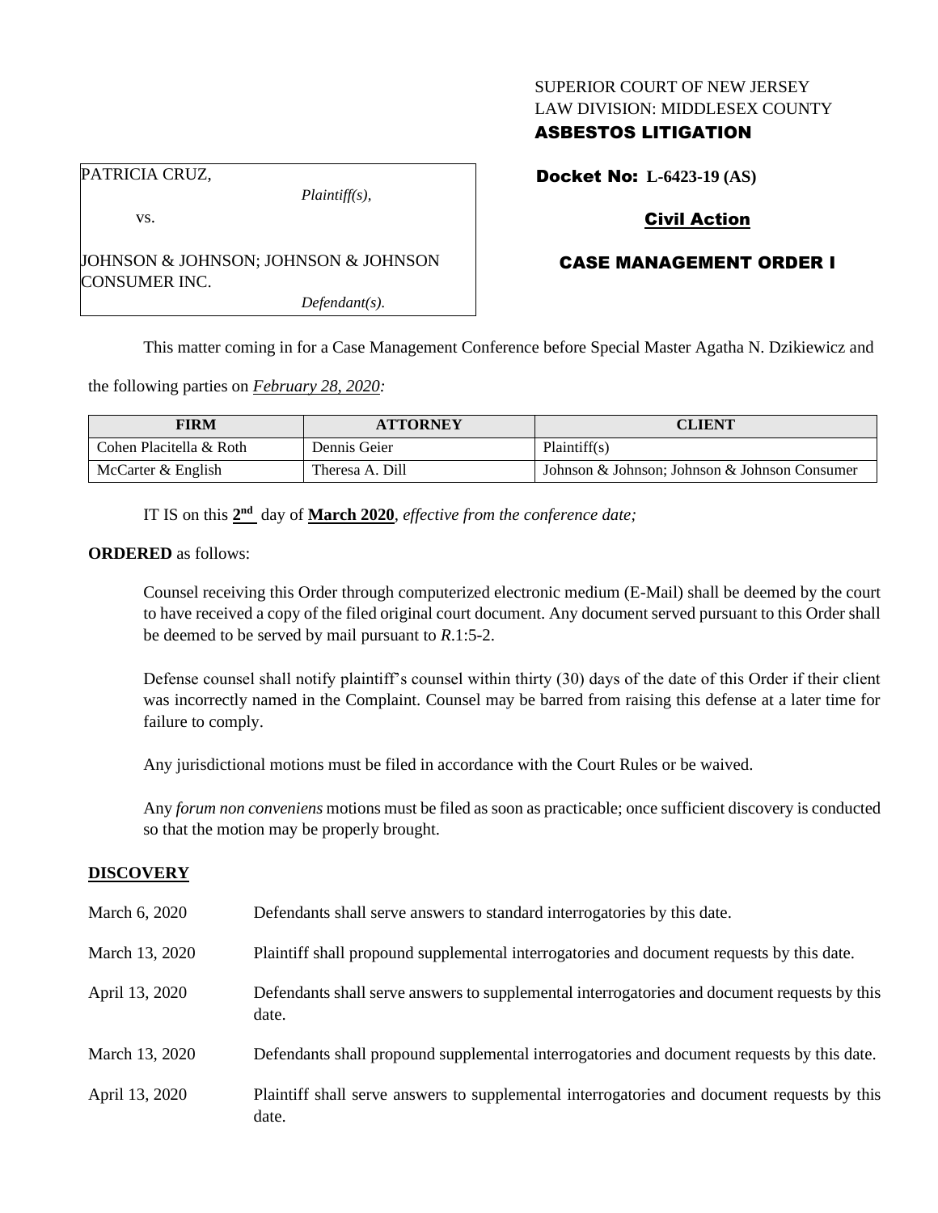SUPERIOR COURT OF NEW JERSEY
LAW DIVISION: MIDDLESEX COUNTY

**ASBESTOS LITIGATION**

PATRICIA CRUZ,
*Plaintiff(s),*

vs.

JOHNSON & JOHNSON; JOHNSON & JOHNSON CONSUMER INC.
*Defendant(s).*

**Docket No: L-6423-19 (AS)**

**Civil Action**

**CASE MANAGEMENT ORDER I**

This matter coming in for a Case Management Conference before Special Master Agatha N. Dzikiewicz and the following parties on *February 28, 2020:*

| FIRM | ATTORNEY | CLIENT |
| --- | --- | --- |
| Cohen Placitella & Roth | Dennis Geier | Plaintiff(s) |
| McCarter & English | Theresa A. Dill | Johnson & Johnson; Johnson & Johnson Consumer |

IT IS on this **2nd** day of **March 2020**, *effective from the conference date;*

**ORDERED** as follows:

Counsel receiving this Order through computerized electronic medium (E-Mail) shall be deemed by the court to have received a copy of the filed original court document. Any document served pursuant to this Order shall be deemed to be served by mail pursuant to *R*.1:5-2.

Defense counsel shall notify plaintiff's counsel within thirty (30) days of the date of this Order if their client was incorrectly named in the Complaint. Counsel may be barred from raising this defense at a later time for failure to comply.

Any jurisdictional motions must be filed in accordance with the Court Rules or be waived.

Any *forum non conveniens* motions must be filed as soon as practicable; once sufficient discovery is conducted so that the motion may be properly brought.

**DISCOVERY**

March 6, 2020 — Defendants shall serve answers to standard interrogatories by this date.

March 13, 2020 — Plaintiff shall propound supplemental interrogatories and document requests by this date.

April 13, 2020 — Defendants shall serve answers to supplemental interrogatories and document requests by this date.

March 13, 2020 — Defendants shall propound supplemental interrogatories and document requests by this date.

April 13, 2020 — Plaintiff shall serve answers to supplemental interrogatories and document requests by this date.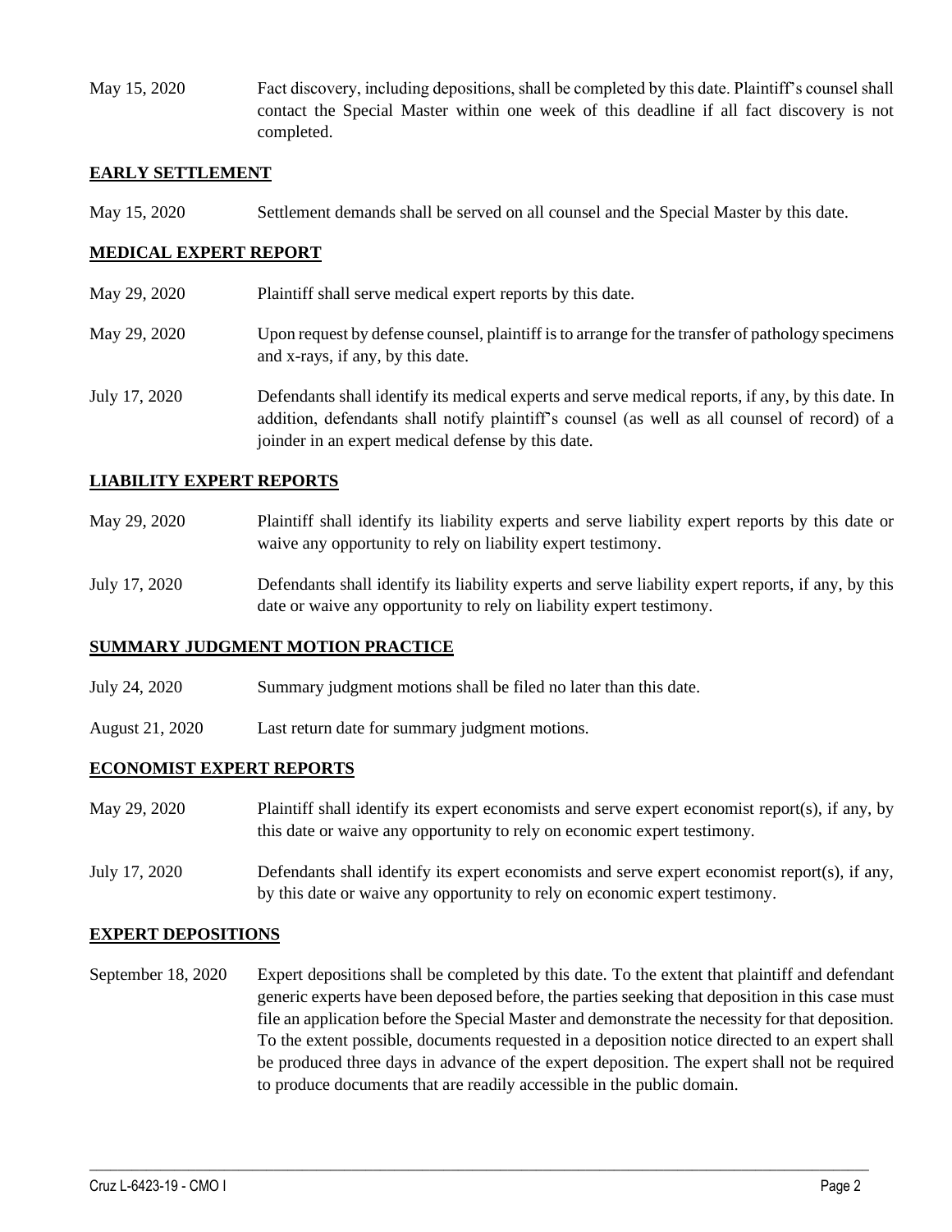May 15, 2020 Fact discovery, including depositions, shall be completed by this date. Plaintiff's counsel shall contact the Special Master within one week of this deadline if all fact discovery is not completed.

**EARLY SETTLEMENT**

May 15, 2020 Settlement demands shall be served on all counsel and the Special Master by this date.

**MEDICAL EXPERT REPORT**

May 29, 2020 Plaintiff shall serve medical expert reports by this date.

May 29, 2020 Upon request by defense counsel, plaintiff is to arrange for the transfer of pathology specimens and x-rays, if any, by this date.

July 17, 2020 Defendants shall identify its medical experts and serve medical reports, if any, by this date. In addition, defendants shall notify plaintiff's counsel (as well as all counsel of record) of a joinder in an expert medical defense by this date.

**LIABILITY EXPERT REPORTS**

May 29, 2020 Plaintiff shall identify its liability experts and serve liability expert reports by this date or waive any opportunity to rely on liability expert testimony.

July 17, 2020 Defendants shall identify its liability experts and serve liability expert reports, if any, by this date or waive any opportunity to rely on liability expert testimony.

**SUMMARY JUDGMENT MOTION PRACTICE**

July 24, 2020 Summary judgment motions shall be filed no later than this date.

August 21, 2020 Last return date for summary judgment motions.

**ECONOMIST EXPERT REPORTS**

May 29, 2020 Plaintiff shall identify its expert economists and serve expert economist report(s), if any, by this date or waive any opportunity to rely on economic expert testimony.

July 17, 2020 Defendants shall identify its expert economists and serve expert economist report(s), if any, by this date or waive any opportunity to rely on economic expert testimony.

**EXPERT DEPOSITIONS**

September 18, 2020 Expert depositions shall be completed by this date. To the extent that plaintiff and defendant generic experts have been deposed before, the parties seeking that deposition in this case must file an application before the Special Master and demonstrate the necessity for that deposition. To the extent possible, documents requested in a deposition notice directed to an expert shall be produced three days in advance of the expert deposition. The expert shall not be required to produce documents that are readily accessible in the public domain.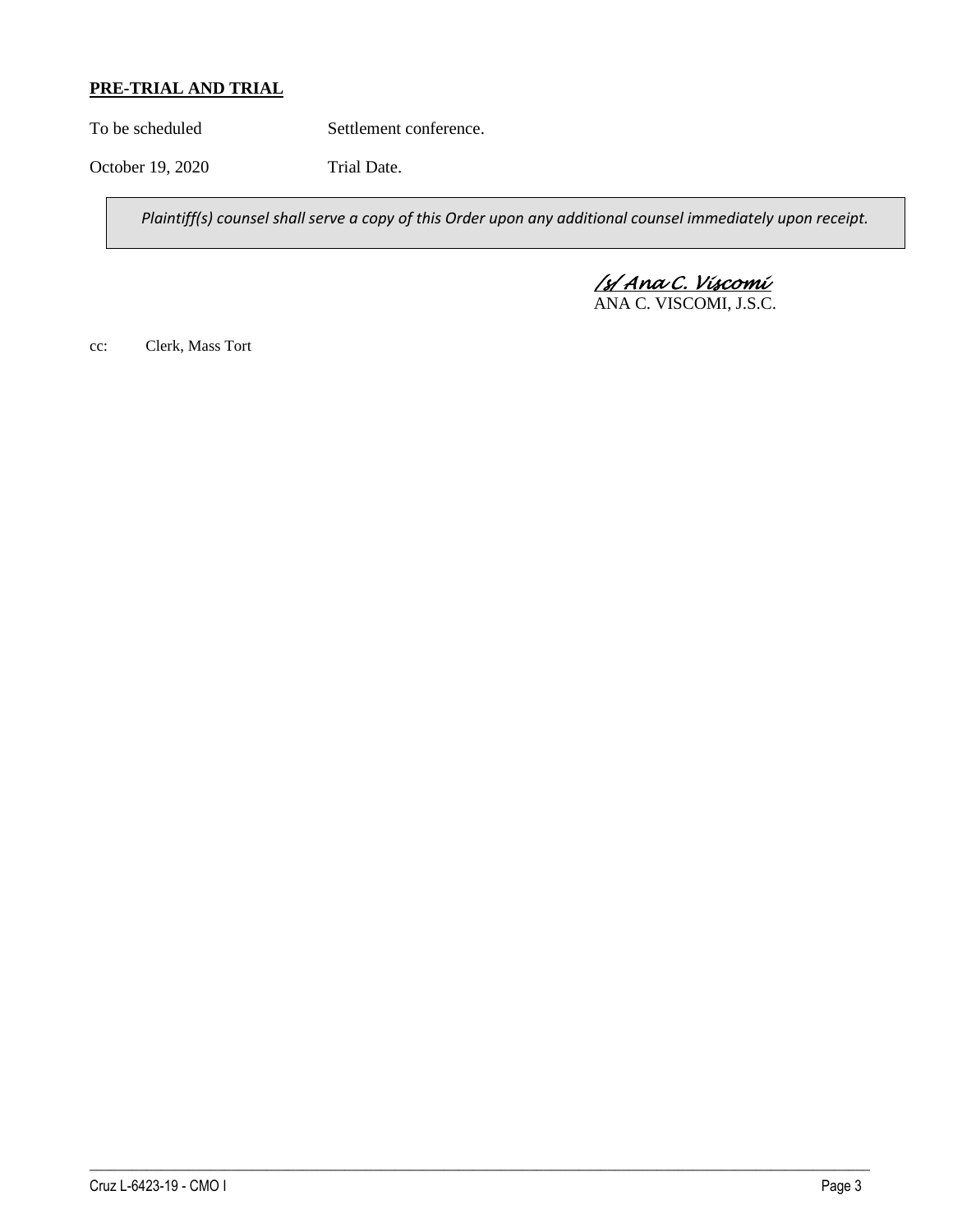**PRE-TRIAL AND TRIAL**

| | |
|---|---|
| To be scheduled | Settlement conference. |
| October 19, 2020 | Trial Date. |

*Plaintiff(s) counsel shall serve a copy of this Order upon any additional counsel immediately upon receipt.*

/s/ Ana C. Viscomi
ANA C. VISCOMI, J.S.C.

cc: Clerk, Mass Tort